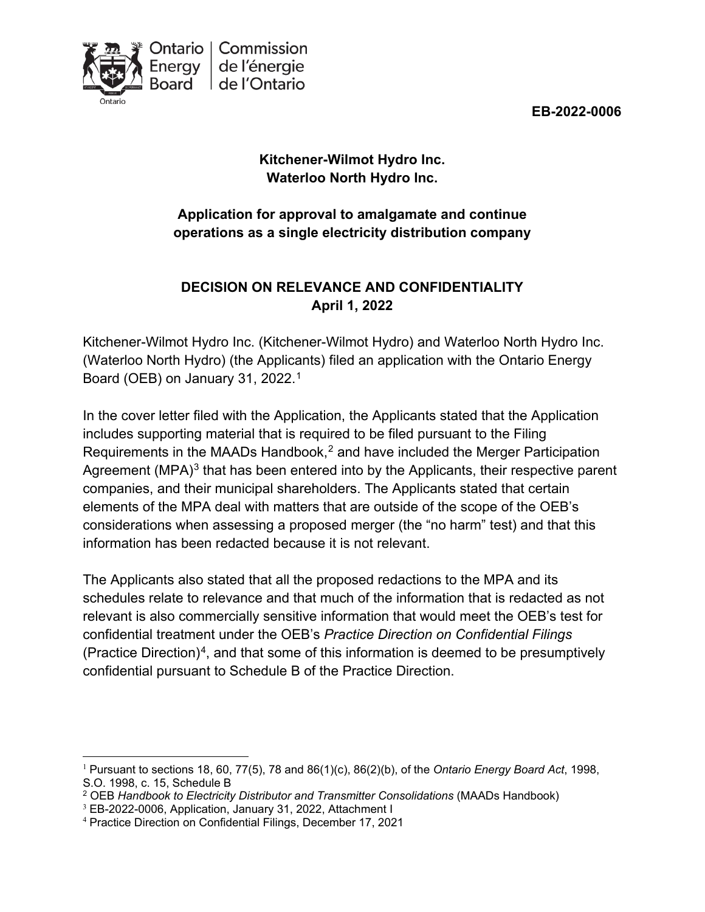Ontario Energy Board | Commission de l'énergie de l'Ontario

**EB-2022-0006**

**Kitchener-Wilmot Hydro Inc.**
**Waterloo North Hydro Inc.**

**Application for approval to amalgamate and continue operations as a single electricity distribution company**

**DECISION ON RELEVANCE AND CONFIDENTIALITY**
**April 1, 2022**

Kitchener-Wilmot Hydro Inc. (Kitchener-Wilmot Hydro) and Waterloo North Hydro Inc. (Waterloo North Hydro) (the Applicants) filed an application with the Ontario Energy Board (OEB) on January 31, 2022.[1]

In the cover letter filed with the Application, the Applicants stated that the Application includes supporting material that is required to be filed pursuant to the Filing Requirements in the MAADs Handbook,[2] and have included the Merger Participation Agreement (MPA)[3] that has been entered into by the Applicants, their respective parent companies, and their municipal shareholders. The Applicants stated that certain elements of the MPA deal with matters that are outside of the scope of the OEB's considerations when assessing a proposed merger (the "no harm" test) and that this information has been redacted because it is not relevant.

The Applicants also stated that all the proposed redactions to the MPA and its schedules relate to relevance and that much of the information that is redacted as not relevant is also commercially sensitive information that would meet the OEB's test for confidential treatment under the OEB's *Practice Direction on Confidential Filings* (Practice Direction)[4], and that some of this information is deemed to be presumptively confidential pursuant to Schedule B of the Practice Direction.

---

[1] Pursuant to sections 18, 60, 77(5), 78 and 86(1)(c), 86(2)(b), of the *Ontario Energy Board Act*, 1998, S.O. 1998, c. 15, Schedule B

[2] OEB *Handbook to Electricity Distributor and Transmitter Consolidations* (MAADs Handbook)

[3] EB-2022-0006, Application, January 31, 2022, Attachment I

[4] Practice Direction on Confidential Filings, December 17, 2021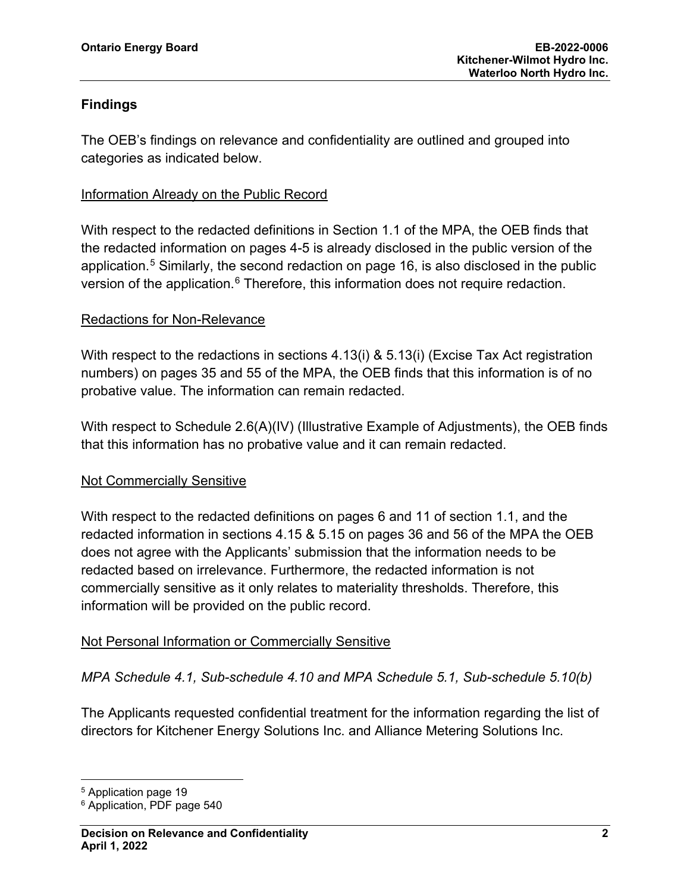## Findings

The OEB's findings on relevance and confidentiality are outlined and grouped into categories as indicated below.

Information Already on the Public Record

With respect to the redacted definitions in Section 1.1 of the MPA, the OEB finds that the redacted information on pages 4-5 is already disclosed in the public version of the application.[5] Similarly, the second redaction on page 16, is also disclosed in the public version of the application.[6] Therefore, this information does not require redaction.

Redactions for Non-Relevance

With respect to the redactions in sections 4.13(i) & 5.13(i) (Excise Tax Act registration numbers) on pages 35 and 55 of the MPA, the OEB finds that this information is of no probative value. The information can remain redacted.

With respect to Schedule 2.6(A)(IV) (Illustrative Example of Adjustments), the OEB finds that this information has no probative value and it can remain redacted.

Not Commercially Sensitive

With respect to the redacted definitions on pages 6 and 11 of section 1.1, and the redacted information in sections 4.15 & 5.15 on pages 36 and 56 of the MPA the OEB does not agree with the Applicants' submission that the information needs to be redacted based on irrelevance. Furthermore, the redacted information is not commercially sensitive as it only relates to materiality thresholds. Therefore, this information will be provided on the public record.

Not Personal Information or Commercially Sensitive

*MPA Schedule 4.1, Sub-schedule 4.10 and MPA Schedule 5.1, Sub-schedule 5.10(b)*

The Applicants requested confidential treatment for the information regarding the list of directors for Kitchener Energy Solutions Inc. and Alliance Metering Solutions Inc.

[5] Application page 19

[6] Application, PDF page 540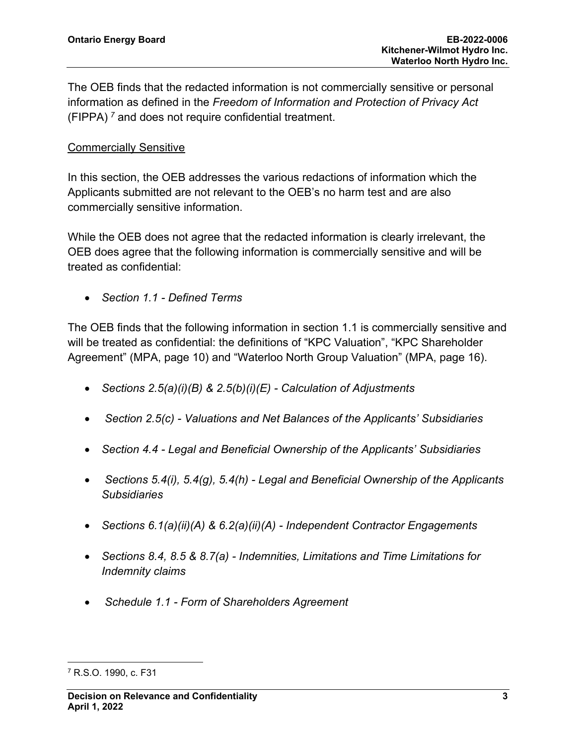The OEB finds that the redacted information is not commercially sensitive or personal information as defined in the *Freedom of Information and Protection of Privacy Act* (FIPPA) [7] and does not require confidential treatment.

Commercially Sensitive

In this section, the OEB addresses the various redactions of information which the Applicants submitted are not relevant to the OEB's no harm test and are also commercially sensitive information.

While the OEB does not agree that the redacted information is clearly irrelevant, the OEB does agree that the following information is commercially sensitive and will be treated as confidential:

- *Section 1.1 - Defined Terms*

The OEB finds that the following information in section 1.1 is commercially sensitive and will be treated as confidential: the definitions of "KPC Valuation", "KPC Shareholder Agreement" (MPA, page 10) and "Waterloo North Group Valuation" (MPA, page 16).

- *Sections 2.5(a)(i)(B) & 2.5(b)(i)(E) - Calculation of Adjustments*
- *Section 2.5(c) - Valuations and Net Balances of the Applicants' Subsidiaries*
- *Section 4.4 - Legal and Beneficial Ownership of the Applicants' Subsidiaries*
- *Sections 5.4(i), 5.4(g), 5.4(h) - Legal and Beneficial Ownership of the Applicants Subsidiaries*
- *Sections 6.1(a)(ii)(A) & 6.2(a)(ii)(A) - Independent Contractor Engagements*
- *Sections 8.4, 8.5 & 8.7(a) - Indemnities, Limitations and Time Limitations for Indemnity claims*
- *Schedule 1.1 - Form of Shareholders Agreement*

---

[7] R.S.O. 1990, c. F31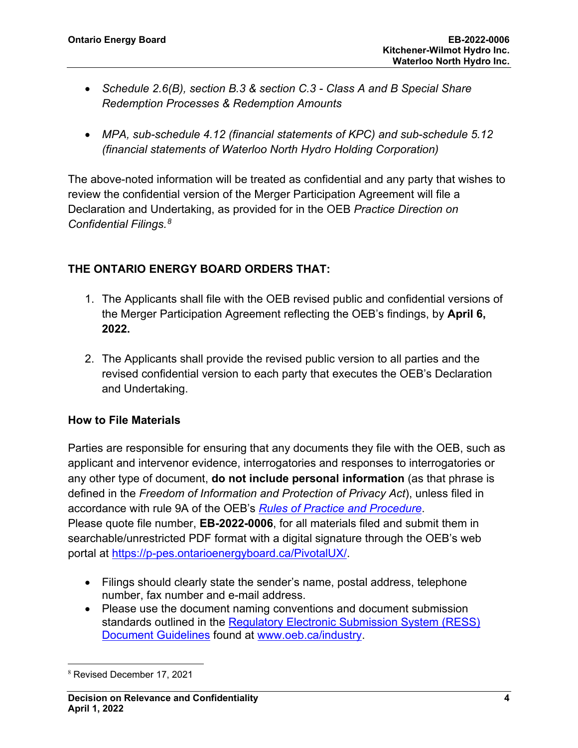- *Schedule 2.6(B), section B.3 & section C.3 - Class A and B Special Share Redemption Processes & Redemption Amounts*

- *MPA, sub-schedule 4.12 (financial statements of KPC) and sub-schedule 5.12 (financial statements of Waterloo North Hydro Holding Corporation)*

The above-noted information will be treated as confidential and any party that wishes to review the confidential version of the Merger Participation Agreement will file a Declaration and Undertaking, as provided for in the OEB *Practice Direction on Confidential Filings.*[8]

**THE ONTARIO ENERGY BOARD ORDERS THAT:**

1. The Applicants shall file with the OEB revised public and confidential versions of the Merger Participation Agreement reflecting the OEB's findings, by **April 6, 2022.**

2. The Applicants shall provide the revised public version to all parties and the revised confidential version to each party that executes the OEB's Declaration and Undertaking.

**How to File Materials**

Parties are responsible for ensuring that any documents they file with the OEB, such as applicant and intervenor evidence, interrogatories and responses to interrogatories or any other type of document, **do not include personal information** (as that phrase is defined in the *Freedom of Information and Protection of Privacy Act*), unless filed in accordance with rule 9A of the OEB's *Rules of Practice and Procedure*.
Please quote file number, **EB-2022-0006**, for all materials filed and submit them in searchable/unrestricted PDF format with a digital signature through the OEB's web portal at https://p-pes.ontarioenergyboard.ca/PivotalUX/.

- Filings should clearly state the sender's name, postal address, telephone number, fax number and e-mail address.
- Please use the document naming conventions and document submission standards outlined in the Regulatory Electronic Submission System (RESS) Document Guidelines found at www.oeb.ca/industry.

[8] Revised December 17, 2021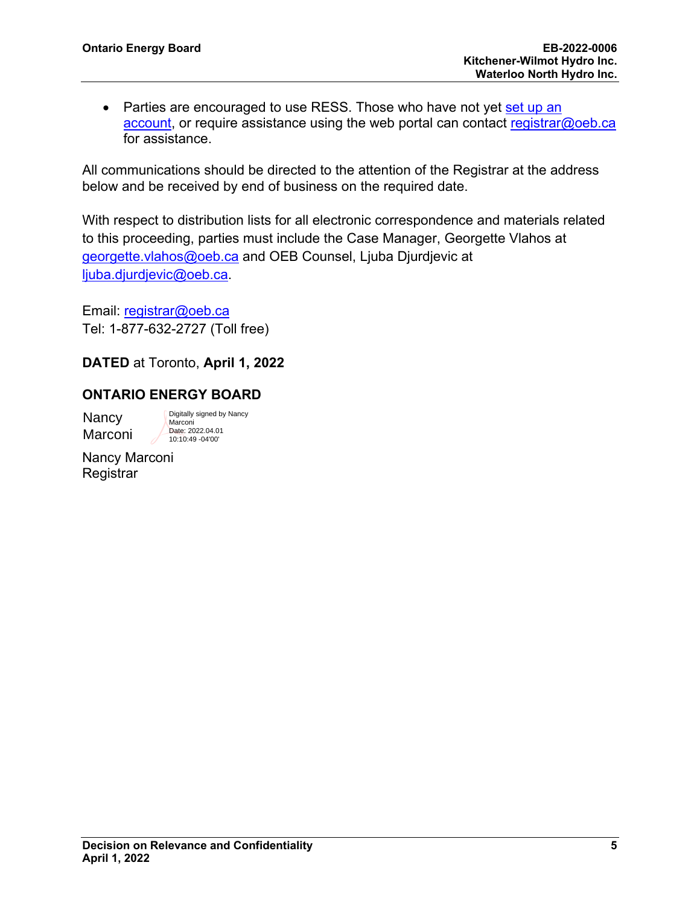- Parties are encouraged to use RESS. Those who have not yet set up an account, or require assistance using the web portal can contact registrar@oeb.ca for assistance.

All communications should be directed to the attention of the Registrar at the address below and be received by end of business on the required date.

With respect to distribution lists for all electronic correspondence and materials related to this proceeding, parties must include the Case Manager, Georgette Vlahos at georgette.vlahos@oeb.ca and OEB Counsel, Ljuba Djurdjevic at ljuba.djurdjevic@oeb.ca.

Email: registrar@oeb.ca
Tel: 1-877-632-2727 (Toll free)

**DATED** at Toronto, **April 1, 2022**

**ONTARIO ENERGY BOARD**

Nancy Marconi
Digitally signed by Nancy Marconi
Date: 2022.04.01 10:10:49 -04'00'

Nancy Marconi
Registrar